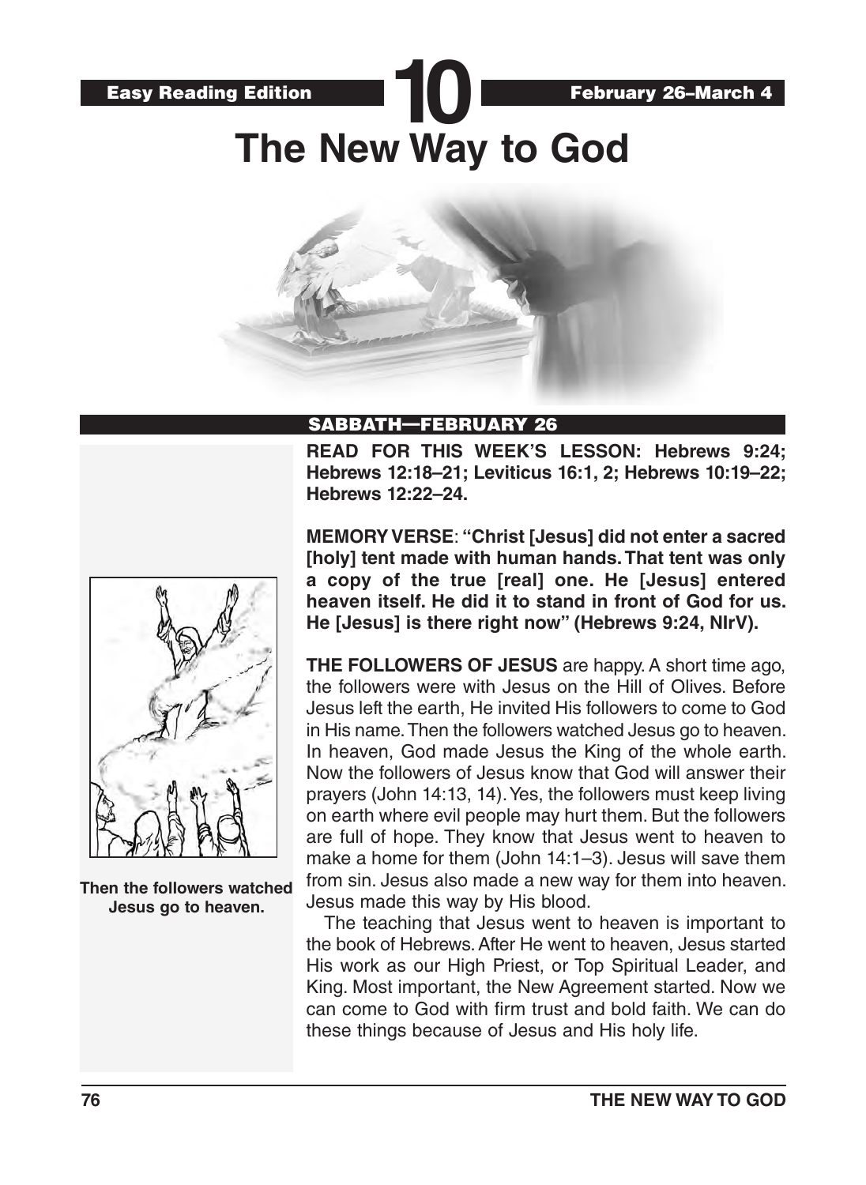Easy Reading Edition **10** February 26–March 4

# The New Way to God

## SABBATH—FEBRUARY 26

**READ FOR THIS WEEK'S LESSON: Hebrews 9:24; Hebrews 12:18–21; Leviticus 16:1, 2; Hebrews 10:19–22; Hebrews 12:22–24.**

**MEMORY VERSE**: **"Christ [Jesus] did not enter a sacred [holy] tent made with human hands. That tent was only a copy of the true [real] one. He [Jesus] entered heaven itself. He did it to stand in front of God for us. He [Jesus] is there right now" (Hebrews 9:24, NIrV).**

**THE FOLLOWERS OF JESUS** are happy. A short time ago, the followers were with Jesus on the Hill of Olives. Before Jesus left the earth, He invited His followers to come to God in His name. Then the followers watched Jesus go to heaven. In heaven, God made Jesus the King of the whole earth. Now the followers of Jesus know that God will answer their prayers (John 14:13, 14). Yes, the followers must keep living on earth where evil people may hurt them. But the followers are full of hope. They know that Jesus went to heaven to make a home for them (John 14:1–3). Jesus will save them from sin. Jesus also made a new way for them into heaven. Jesus made this way by His blood.

The teaching that Jesus went to heaven is important to the book of Hebrews. After He went to heaven, Jesus started His work as our High Priest, or Top Spiritual Leader, and King. Most important, the New Agreement started. Now we can come to God with firm trust and bold faith. We can do these things because of Jesus and His holy life.

**Then the followers watched Jesus go to heaven.**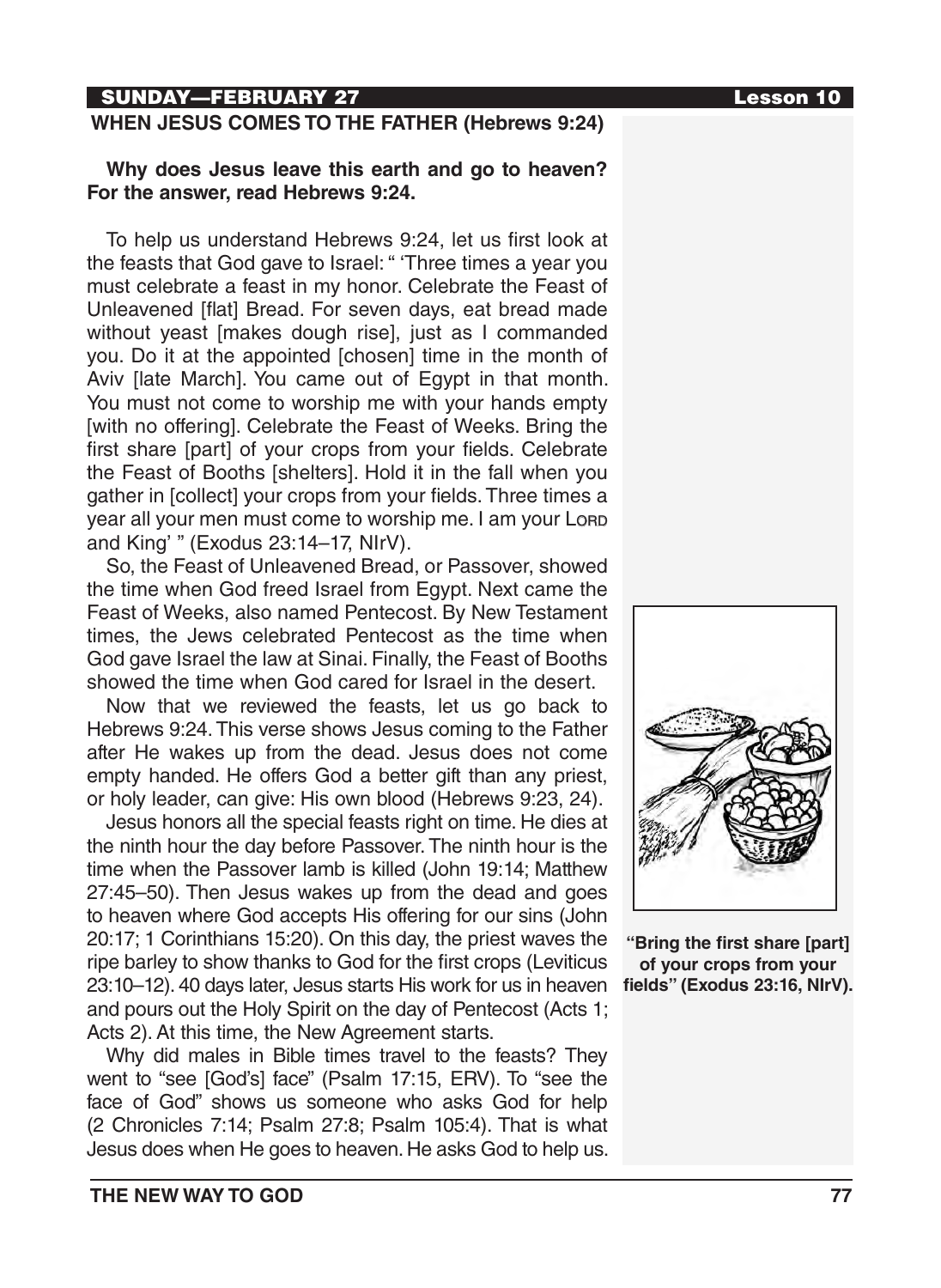## SUNDAY—FEBRUARY 27

### WHEN JESUS COMES TO THE FATHER (Hebrews 9:24)

**Why does Jesus leave this earth and go to heaven? For the answer, read Hebrews 9:24.**

To help us understand Hebrews 9:24, let us first look at the feasts that God gave to Israel: " 'Three times a year you must celebrate a feast in my honor. Celebrate the Feast of Unleavened [flat] Bread. For seven days, eat bread made without yeast [makes dough rise], just as I commanded you. Do it at the appointed [chosen] time in the month of Aviv [late March]. You came out of Egypt in that month. You must not come to worship me with your hands empty [with no offering]. Celebrate the Feast of Weeks. Bring the first share [part] of your crops from your fields. Celebrate the Feast of Booths [shelters]. Hold it in the fall when you gather in [collect] your crops from your fields. Three times a year all your men must come to worship me. I am your LORD and King' " (Exodus 23:14–17, NIrV).

So, the Feast of Unleavened Bread, or Passover, showed the time when God freed Israel from Egypt. Next came the Feast of Weeks, also named Pentecost. By New Testament times, the Jews celebrated Pentecost as the time when God gave Israel the law at Sinai. Finally, the Feast of Booths showed the time when God cared for Israel in the desert.

Now that we reviewed the feasts, let us go back to Hebrews 9:24. This verse shows Jesus coming to the Father after He wakes up from the dead. Jesus does not come empty handed. He offers God a better gift than any priest, or holy leader, can give: His own blood (Hebrews 9:23, 24).

Jesus honors all the special feasts right on time. He dies at the ninth hour the day before Passover. The ninth hour is the time when the Passover lamb is killed (John 19:14; Matthew 27:45–50). Then Jesus wakes up from the dead and goes to heaven where God accepts His offering for our sins (John 20:17; 1 Corinthians 15:20). On this day, the priest waves the ripe barley to show thanks to God for the first crops (Leviticus 23:10–12). 40 days later, Jesus starts His work for us in heaven and pours out the Holy Spirit on the day of Pentecost (Acts 1; Acts 2). At this time, the New Agreement starts.

Why did males in Bible times travel to the feasts? They went to "see [God's] face" (Psalm 17:15, ERV). To "see the face of God" shows us someone who asks God for help (2 Chronicles 7:14; Psalm 27:8; Psalm 105:4). That is what Jesus does when He goes to heaven. He asks God to help us.

**"Bring the first share [part] of your crops from your fields" (Exodus 23:16, NIrV).**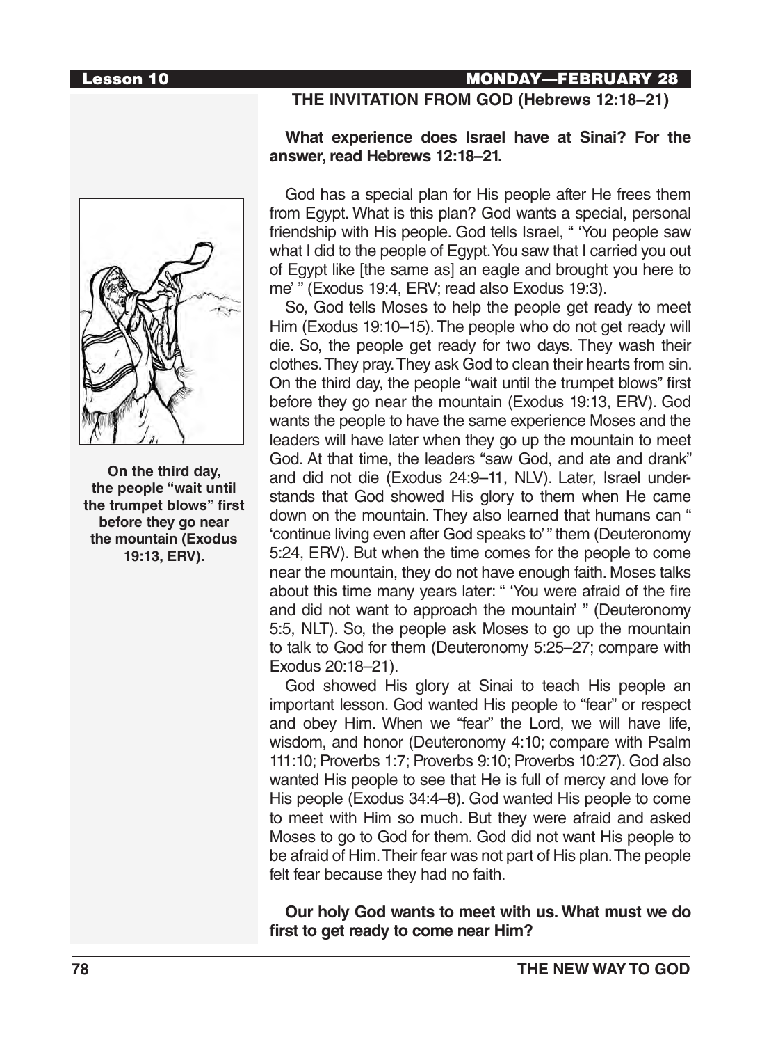## THE INVITATION FROM GOD (Hebrews 12:18–21)

**What experience does Israel have at Sinai? For the answer, read Hebrews 12:18–21.**

God has a special plan for His people after He frees them from Egypt. What is this plan? God wants a special, personal friendship with His people. God tells Israel, " 'You people saw what I did to the people of Egypt. You saw that I carried you out of Egypt like [the same as] an eagle and brought you here to me' " (Exodus 19:4, ERV; read also Exodus 19:3).

So, God tells Moses to help the people get ready to meet Him (Exodus 19:10–15). The people who do not get ready will die. So, the people get ready for two days. They wash their clothes. They pray. They ask God to clean their hearts from sin. On the third day, the people "wait until the trumpet blows" first before they go near the mountain (Exodus 19:13, ERV). God wants the people to have the same experience Moses and the leaders will have later when they go up the mountain to meet God. At that time, the leaders "saw God, and ate and drank" and did not die (Exodus 24:9–11, NLV). Later, Israel understands that God showed His glory to them when He came down on the mountain. They also learned that humans can " 'continue living even after God speaks to' " them (Deuteronomy 5:24, ERV). But when the time comes for the people to come near the mountain, they do not have enough faith. Moses talks about this time many years later: " 'You were afraid of the fire and did not want to approach the mountain' " (Deuteronomy 5:5, NLT). So, the people ask Moses to go up the mountain to talk to God for them (Deuteronomy 5:25–27; compare with Exodus 20:18–21).

**On the third day, the people "wait until the trumpet blows" first before they go near the mountain (Exodus 19:13, ERV).**

God showed His glory at Sinai to teach His people an important lesson. God wanted His people to "fear" or respect and obey Him. When we "fear" the Lord, we will have life, wisdom, and honor (Deuteronomy 4:10; compare with Psalm 111:10; Proverbs 1:7; Proverbs 9:10; Proverbs 10:27). God also wanted His people to see that He is full of mercy and love for His people (Exodus 34:4–8). God wanted His people to come to meet with Him so much. But they were afraid and asked Moses to go to God for them. God did not want His people to be afraid of Him. Their fear was not part of His plan. The people felt fear because they had no faith.

**Our holy God wants to meet with us. What must we do first to get ready to come near Him?**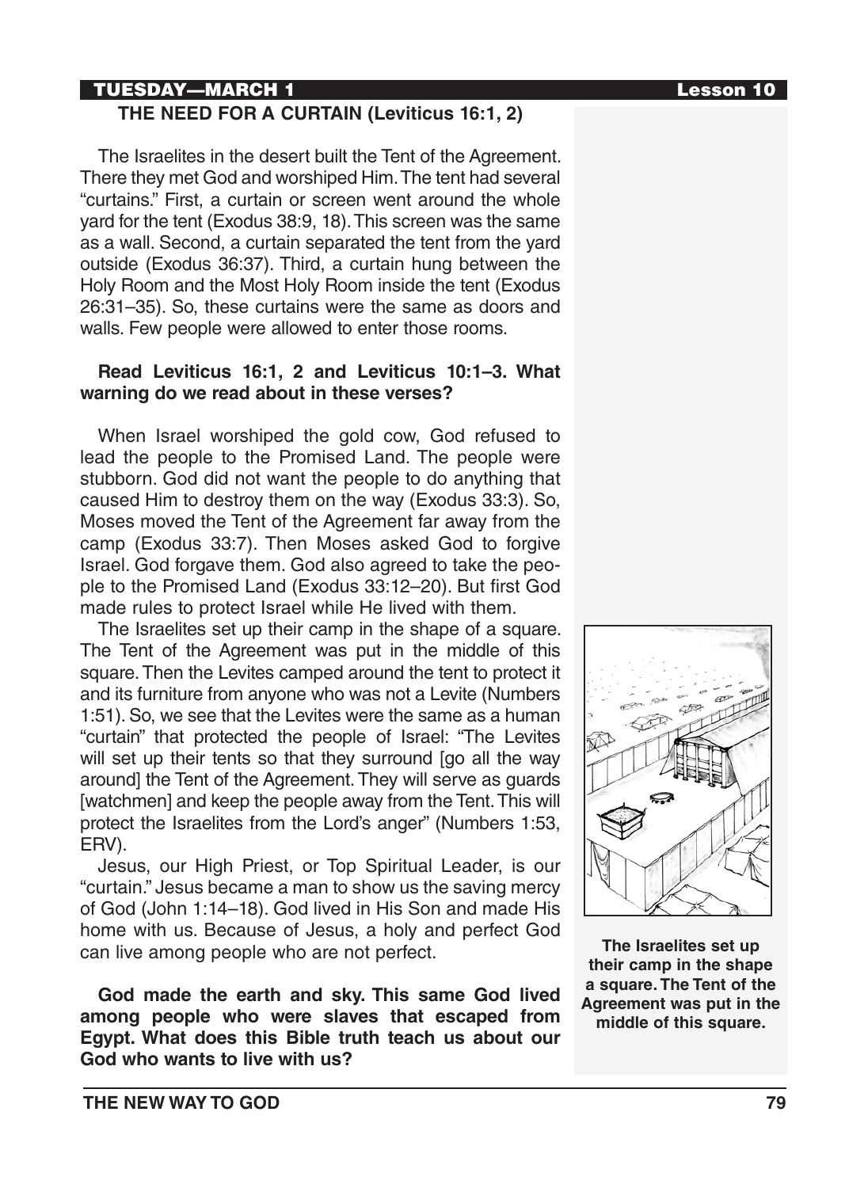## TUESDAY—MARCH 1

### THE NEED FOR A CURTAIN (Leviticus 16:1, 2)

The Israelites in the desert built the Tent of the Agreement. There they met God and worshiped Him. The tent had several "curtains." First, a curtain or screen went around the whole yard for the tent (Exodus 38:9, 18). This screen was the same as a wall. Second, a curtain separated the tent from the yard outside (Exodus 36:37). Third, a curtain hung between the Holy Room and the Most Holy Room inside the tent (Exodus 26:31–35). So, these curtains were the same as doors and walls. Few people were allowed to enter those rooms.

**Read Leviticus 16:1, 2 and Leviticus 10:1–3. What warning do we read about in these verses?**

When Israel worshiped the gold cow, God refused to lead the people to the Promised Land. The people were stubborn. God did not want the people to do anything that caused Him to destroy them on the way (Exodus 33:3). So, Moses moved the Tent of the Agreement far away from the camp (Exodus 33:7). Then Moses asked God to forgive Israel. God forgave them. God also agreed to take the people to the Promised Land (Exodus 33:12–20). But first God made rules to protect Israel while He lived with them.

The Israelites set up their camp in the shape of a square. The Tent of the Agreement was put in the middle of this square. Then the Levites camped around the tent to protect it and its furniture from anyone who was not a Levite (Numbers 1:51). So, we see that the Levites were the same as a human "curtain" that protected the people of Israel: "The Levites will set up their tents so that they surround [go all the way around] the Tent of the Agreement. They will serve as guards [watchmen] and keep the people away from the Tent. This will protect the Israelites from the Lord's anger" (Numbers 1:53, ERV).

Jesus, our High Priest, or Top Spiritual Leader, is our "curtain." Jesus became a man to show us the saving mercy of God (John 1:14–18). God lived in His Son and made His home with us. Because of Jesus, a holy and perfect God can live among people who are not perfect.

**God made the earth and sky. This same God lived among people who were slaves that escaped from Egypt. What does this Bible truth teach us about our God who wants to live with us?**

**The Israelites set up their camp in the shape a square. The Tent of the Agreement was put in the middle of this square.**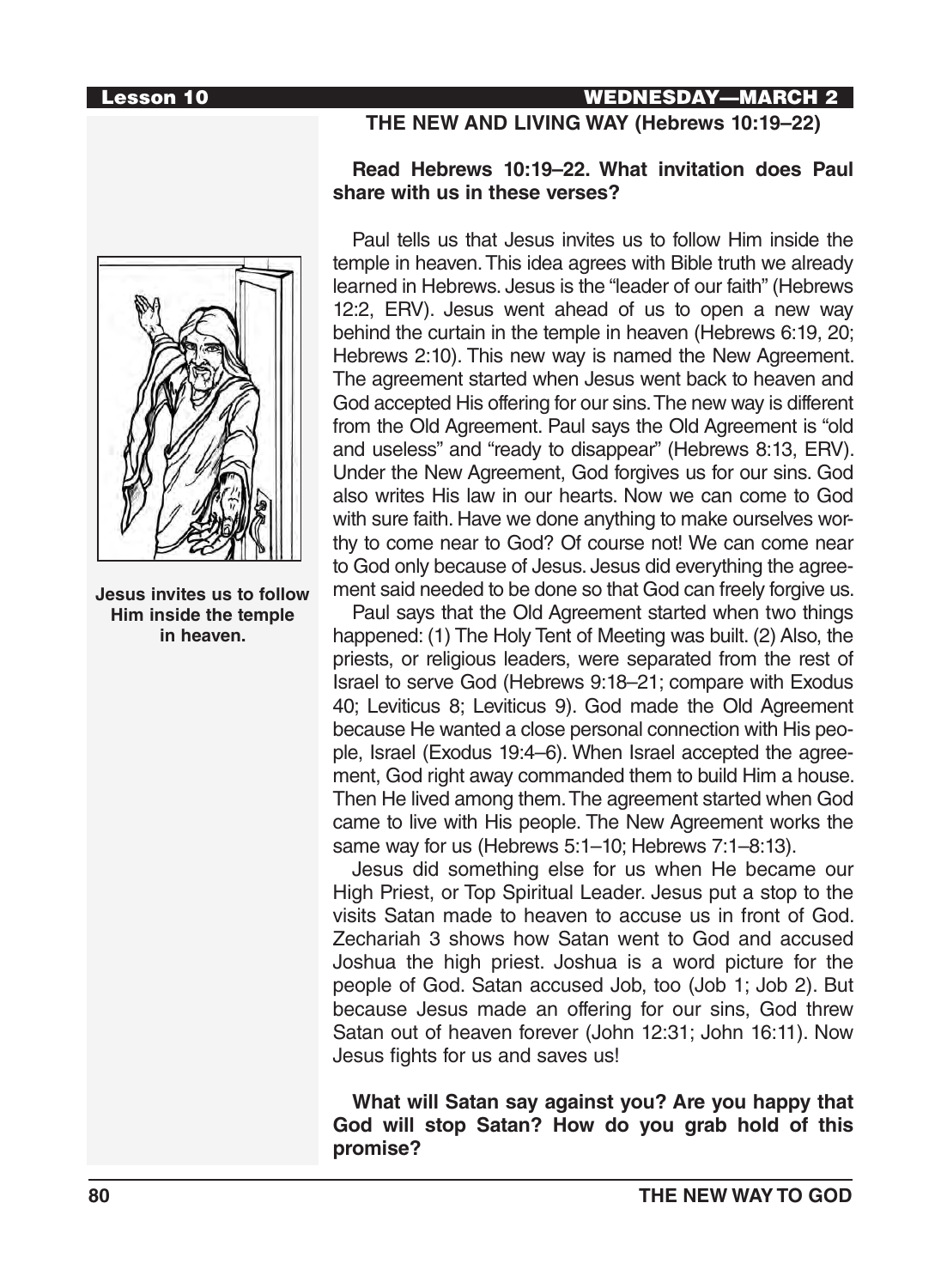## THE NEW AND LIVING WAY (Hebrews 10:19–22)

**Read Hebrews 10:19–22. What invitation does Paul share with us in these verses?**

Paul tells us that Jesus invites us to follow Him inside the temple in heaven. This idea agrees with Bible truth we already learned in Hebrews. Jesus is the "leader of our faith" (Hebrews 12:2, ERV). Jesus went ahead of us to open a new way behind the curtain in the temple in heaven (Hebrews 6:19, 20; Hebrews 2:10). This new way is named the New Agreement. The agreement started when Jesus went back to heaven and God accepted His offering for our sins. The new way is different from the Old Agreement. Paul says the Old Agreement is "old and useless" and "ready to disappear" (Hebrews 8:13, ERV). Under the New Agreement, God forgives us for our sins. God also writes His law in our hearts. Now we can come to God with sure faith. Have we done anything to make ourselves worthy to come near to God? Of course not! We can come near to God only because of Jesus. Jesus did everything the agreement said needed to be done so that God can freely forgive us.

**Jesus invites us to follow Him inside the temple in heaven.**

Paul says that the Old Agreement started when two things happened: (1) The Holy Tent of Meeting was built. (2) Also, the priests, or religious leaders, were separated from the rest of Israel to serve God (Hebrews 9:18–21; compare with Exodus 40; Leviticus 8; Leviticus 9). God made the Old Agreement because He wanted a close personal connection with His people, Israel (Exodus 19:4–6). When Israel accepted the agreement, God right away commanded them to build Him a house. Then He lived among them. The agreement started when God came to live with His people. The New Agreement works the same way for us (Hebrews 5:1–10; Hebrews 7:1–8:13).

Jesus did something else for us when He became our High Priest, or Top Spiritual Leader. Jesus put a stop to the visits Satan made to heaven to accuse us in front of God. Zechariah 3 shows how Satan went to God and accused Joshua the high priest. Joshua is a word picture for the people of God. Satan accused Job, too (Job 1; Job 2). But because Jesus made an offering for our sins, God threw Satan out of heaven forever (John 12:31; John 16:11). Now Jesus fights for us and saves us!

**What will Satan say against you? Are you happy that God will stop Satan? How do you grab hold of this promise?**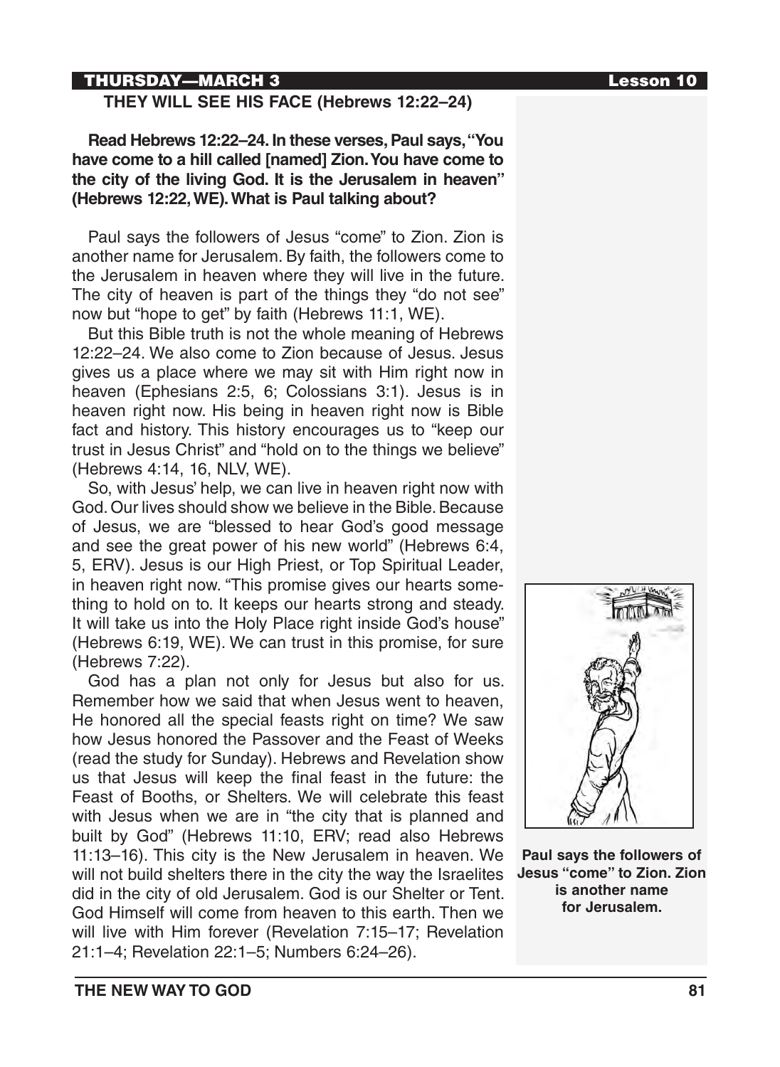## THEY WILL SEE HIS FACE (Hebrews 12:22–24)

**Read Hebrews 12:22–24. In these verses, Paul says, "You have come to a hill called [named] Zion. You have come to the city of the living God. It is the Jerusalem in heaven" (Hebrews 12:22, WE). What is Paul talking about?**

Paul says the followers of Jesus "come" to Zion. Zion is another name for Jerusalem. By faith, the followers come to the Jerusalem in heaven where they will live in the future. The city of heaven is part of the things they "do not see" now but "hope to get" by faith (Hebrews 11:1, WE).

But this Bible truth is not the whole meaning of Hebrews 12:22–24. We also come to Zion because of Jesus. Jesus gives us a place where we may sit with Him right now in heaven (Ephesians 2:5, 6; Colossians 3:1). Jesus is in heaven right now. His being in heaven right now is Bible fact and history. This history encourages us to "keep our trust in Jesus Christ" and "hold on to the things we believe" (Hebrews 4:14, 16, NLV, WE).

So, with Jesus' help, we can live in heaven right now with God. Our lives should show we believe in the Bible. Because of Jesus, we are "blessed to hear God's good message and see the great power of his new world" (Hebrews 6:4, 5, ERV). Jesus is our High Priest, or Top Spiritual Leader, in heaven right now. "This promise gives our hearts something to hold on to. It keeps our hearts strong and steady. It will take us into the Holy Place right inside God's house" (Hebrews 6:19, WE). We can trust in this promise, for sure (Hebrews 7:22).

God has a plan not only for Jesus but also for us. Remember how we said that when Jesus went to heaven, He honored all the special feasts right on time? We saw how Jesus honored the Passover and the Feast of Weeks (read the study for Sunday). Hebrews and Revelation show us that Jesus will keep the final feast in the future: the Feast of Booths, or Shelters. We will celebrate this feast with Jesus when we are in "the city that is planned and built by God" (Hebrews 11:10, ERV; read also Hebrews 11:13–16). This city is the New Jerusalem in heaven. We will not build shelters there in the city the way the Israelites did in the city of old Jerusalem. God is our Shelter or Tent. God Himself will come from heaven to this earth. Then we will live with Him forever (Revelation 7:15–17; Revelation 21:1–4; Revelation 22:1–5; Numbers 6:24–26).

**Paul says the followers of Jesus "come" to Zion. Zion is another name for Jerusalem.**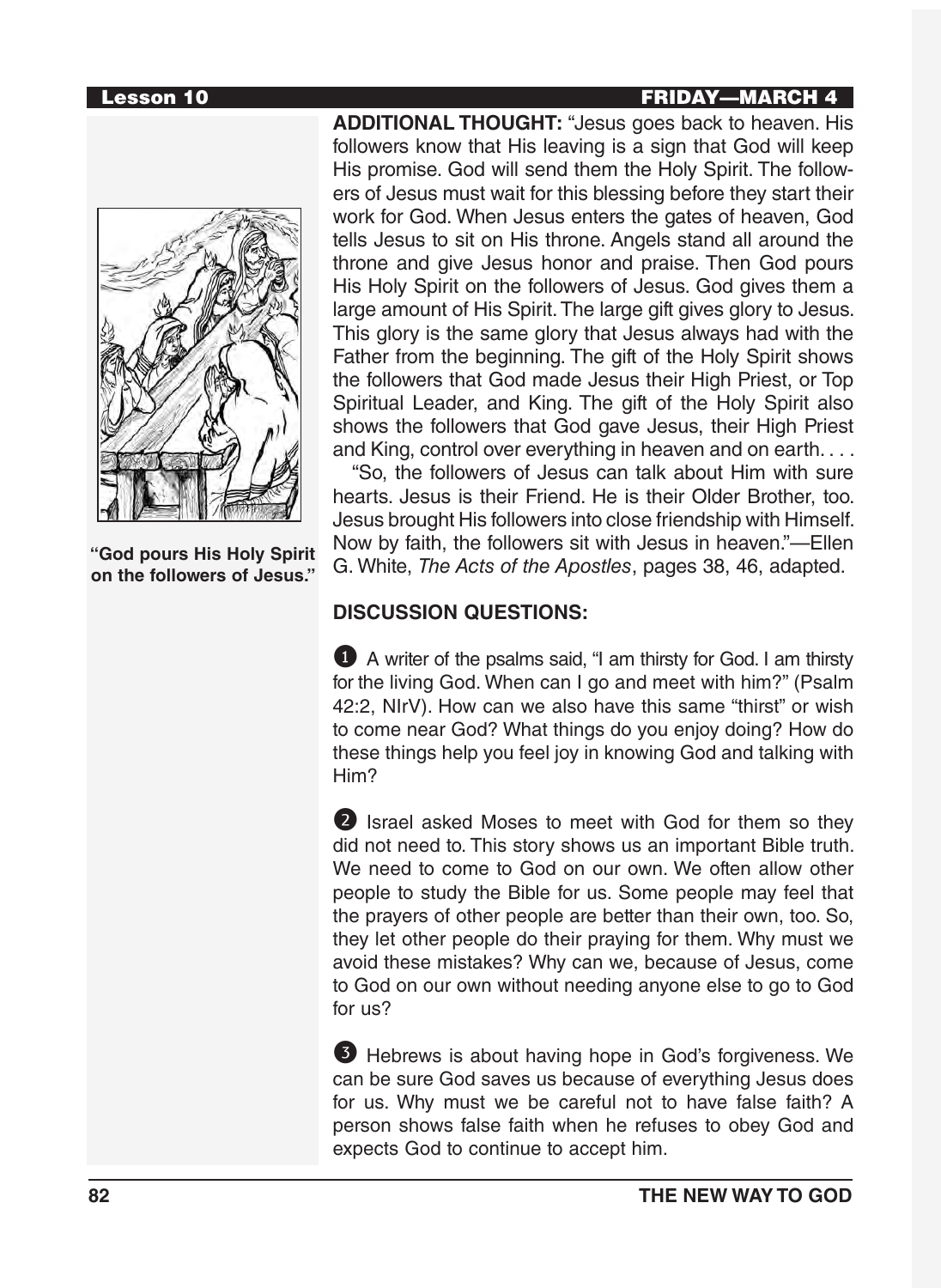**Lesson 10** **FRIDAY—MARCH 4**

"God pours His Holy Spirit on the followers of Jesus."

**ADDITIONAL THOUGHT:** "Jesus goes back to heaven. His followers know that His leaving is a sign that God will keep His promise. God will send them the Holy Spirit. The followers of Jesus must wait for this blessing before they start their work for God. When Jesus enters the gates of heaven, God tells Jesus to sit on His throne. Angels stand all around the throne and give Jesus honor and praise. Then God pours His Holy Spirit on the followers of Jesus. God gives them a large amount of His Spirit. The large gift gives glory to Jesus. This glory is the same glory that Jesus always had with the Father from the beginning. The gift of the Holy Spirit shows the followers that God made Jesus their High Priest, or Top Spiritual Leader, and King. The gift of the Holy Spirit also shows the followers that God gave Jesus, their High Priest and King, control over everything in heaven and on earth. . . .

"So, the followers of Jesus can talk about Him with sure hearts. Jesus is their Friend. He is their Older Brother, too. Jesus brought His followers into close friendship with Himself. Now by faith, the followers sit with Jesus in heaven."—Ellen G. White, *The Acts of the Apostles*, pages 38, 46, adapted.

**DISCUSSION QUESTIONS:**

1. A writer of the psalms said, "I am thirsty for God. I am thirsty for the living God. When can I go and meet with him?" (Psalm 42:2, NIrV). How can we also have this same "thirst" or wish to come near God? What things do you enjoy doing? How do these things help you feel joy in knowing God and talking with Him?

2. Israel asked Moses to meet with God for them so they did not need to. This story shows us an important Bible truth. We need to come to God on our own. We often allow other people to study the Bible for us. Some people may feel that the prayers of other people are better than their own, too. So, they let other people do their praying for them. Why must we avoid these mistakes? Why can we, because of Jesus, come to God on our own without needing anyone else to go to God for us?

3. Hebrews is about having hope in God's forgiveness. We can be sure God saves us because of everything Jesus does for us. Why must we be careful not to have false faith? A person shows false faith when he refuses to obey God and expects God to continue to accept him.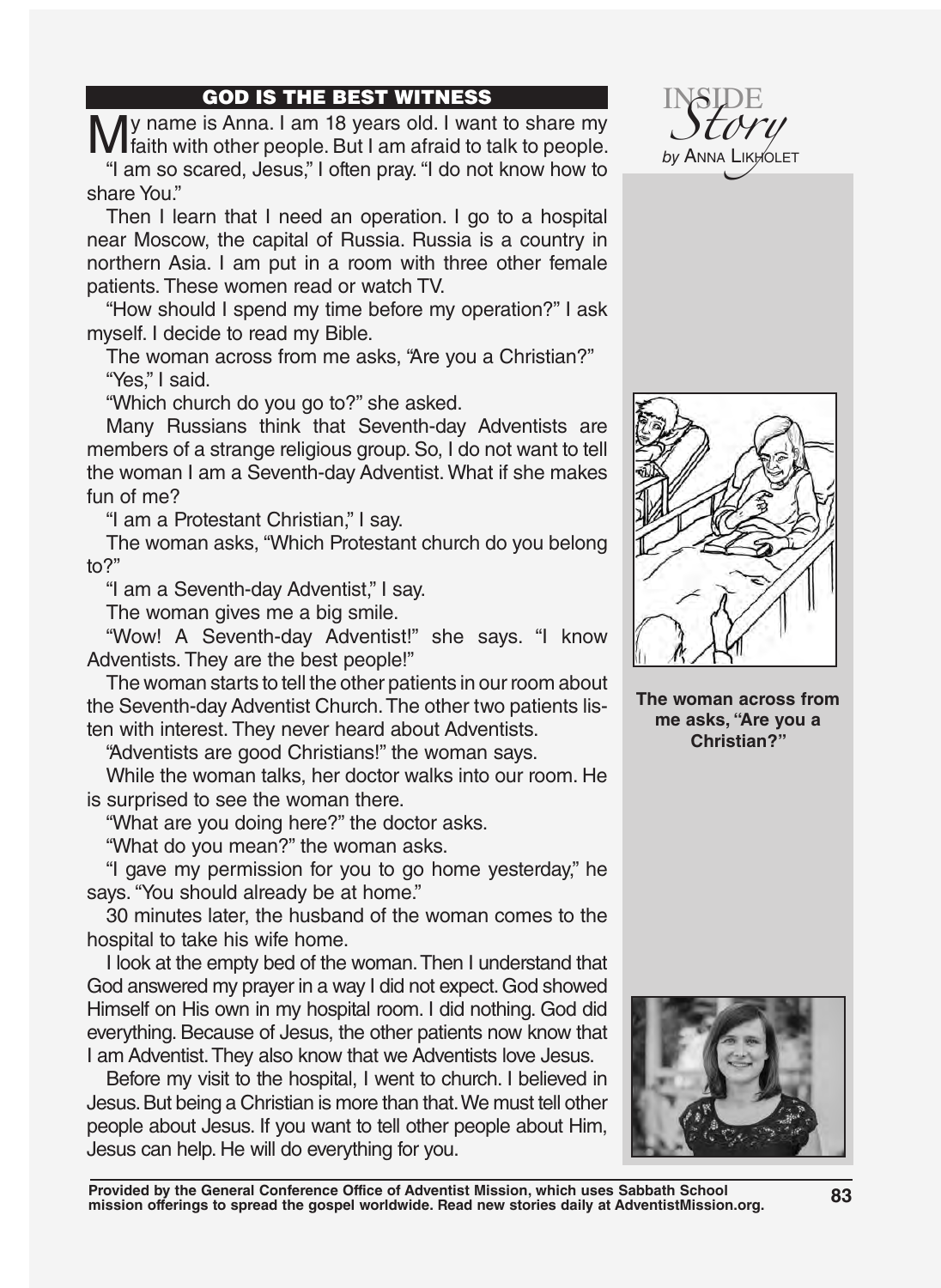## GOD IS THE BEST WITNESS

*Inside Story* by Anna Likholet

My name is Anna. I am 18 years old. I want to share my faith with other people. But I am afraid to talk to people.

"I am so scared, Jesus," I often pray. "I do not know how to share You."

Then I learn that I need an operation. I go to a hospital near Moscow, the capital of Russia. Russia is a country in northern Asia. I am put in a room with three other female patients. These women read or watch TV.

"How should I spend my time before my operation?" I ask myself. I decide to read my Bible.

The woman across from me asks, "Are you a Christian?"

"Yes," I said.

"Which church do you go to?" she asked.

Many Russians think that Seventh-day Adventists are members of a strange religious group. So, I do not want to tell the woman I am a Seventh-day Adventist. What if she makes fun of me?

"I am a Protestant Christian," I say.

The woman asks, "Which Protestant church do you belong to?"

"I am a Seventh-day Adventist," I say.

The woman gives me a big smile.

"Wow! A Seventh-day Adventist!" she says. "I know Adventists. They are the best people!"

The woman starts to tell the other patients in our room about the Seventh-day Adventist Church. The other two patients listen with interest. They never heard about Adventists.

"Adventists are good Christians!" the woman says.

While the woman talks, her doctor walks into our room. He is surprised to see the woman there.

"What are you doing here?" the doctor asks.

"What do you mean?" the woman asks.

"I gave my permission for you to go home yesterday," he says. "You should already be at home."

30 minutes later, the husband of the woman comes to the hospital to take his wife home.

I look at the empty bed of the woman. Then I understand that God answered my prayer in a way I did not expect. God showed Himself on His own in my hospital room. I did nothing. God did everything. Because of Jesus, the other patients now know that I am Adventist. They also know that we Adventists love Jesus.

Before my visit to the hospital, I went to church. I believed in Jesus. But being a Christian is more than that. We must tell other people about Jesus. If you want to tell other people about Him, Jesus can help. He will do everything for you.

**The woman across from me asks, "Are you a Christian?"**

**Provided by the General Conference Office of Adventist Mission, which uses Sabbath School mission offerings to spread the gospel worldwide. Read new stories daily at AdventistMission.org.**